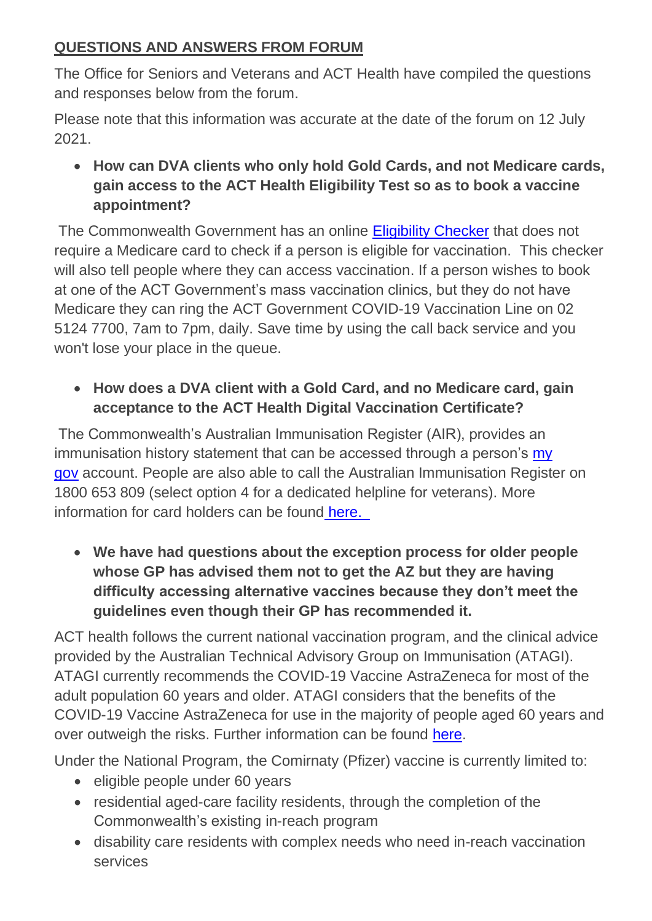## QUESTIONS AND ANSWERS FROM FORUM

The Office for Seniors and Veterans and ACT Health have compiled the questions and responses below from the forum.

Please note that this information was accurate at the date of the forum on 12 July 2021.

- **How can DVA clients who only hold Gold Cards, and not Medicare cards, gain access to the ACT Health Eligibility Test so as to book a vaccine appointment?**

The Commonwealth Government has an online Eligibility Checker that does not require a Medicare card to check if a person is eligible for vaccination. This checker will also tell people where they can access vaccination. If a person wishes to book at one of the ACT Government's mass vaccination clinics, but they do not have Medicare they can ring the ACT Government COVID-19 Vaccination Line on 02 5124 7700, 7am to 7pm, daily. Save time by using the call back service and you won't lose your place in the queue.

- **How does a DVA client with a Gold Card, and no Medicare card, gain acceptance to the ACT Health Digital Vaccination Certificate?**

The Commonwealth's Australian Immunisation Register (AIR), provides an immunisation history statement that can be accessed through a person's my gov account. People are also able to call the Australian Immunisation Register on 1800 653 809 (select option 4 for a dedicated helpline for veterans). More information for card holders can be found here.

- **We have had questions about the exception process for older people whose GP has advised them not to get the AZ but they are having difficulty accessing alternative vaccines because they don't meet the guidelines even though their GP has recommended it.**

ACT health follows the current national vaccination program, and the clinical advice provided by the Australian Technical Advisory Group on Immunisation (ATAGI). ATAGI currently recommends the COVID-19 Vaccine AstraZeneca for most of the adult population 60 years and older. ATAGI considers that the benefits of the COVID-19 Vaccine AstraZeneca for use in the majority of people aged 60 years and over outweigh the risks. Further information can be found here.

Under the National Program, the Comirnaty (Pfizer) vaccine is currently limited to:

- eligible people under 60 years
- residential aged-care facility residents, through the completion of the Commonwealth's existing in-reach program
- disability care residents with complex needs who need in-reach vaccination services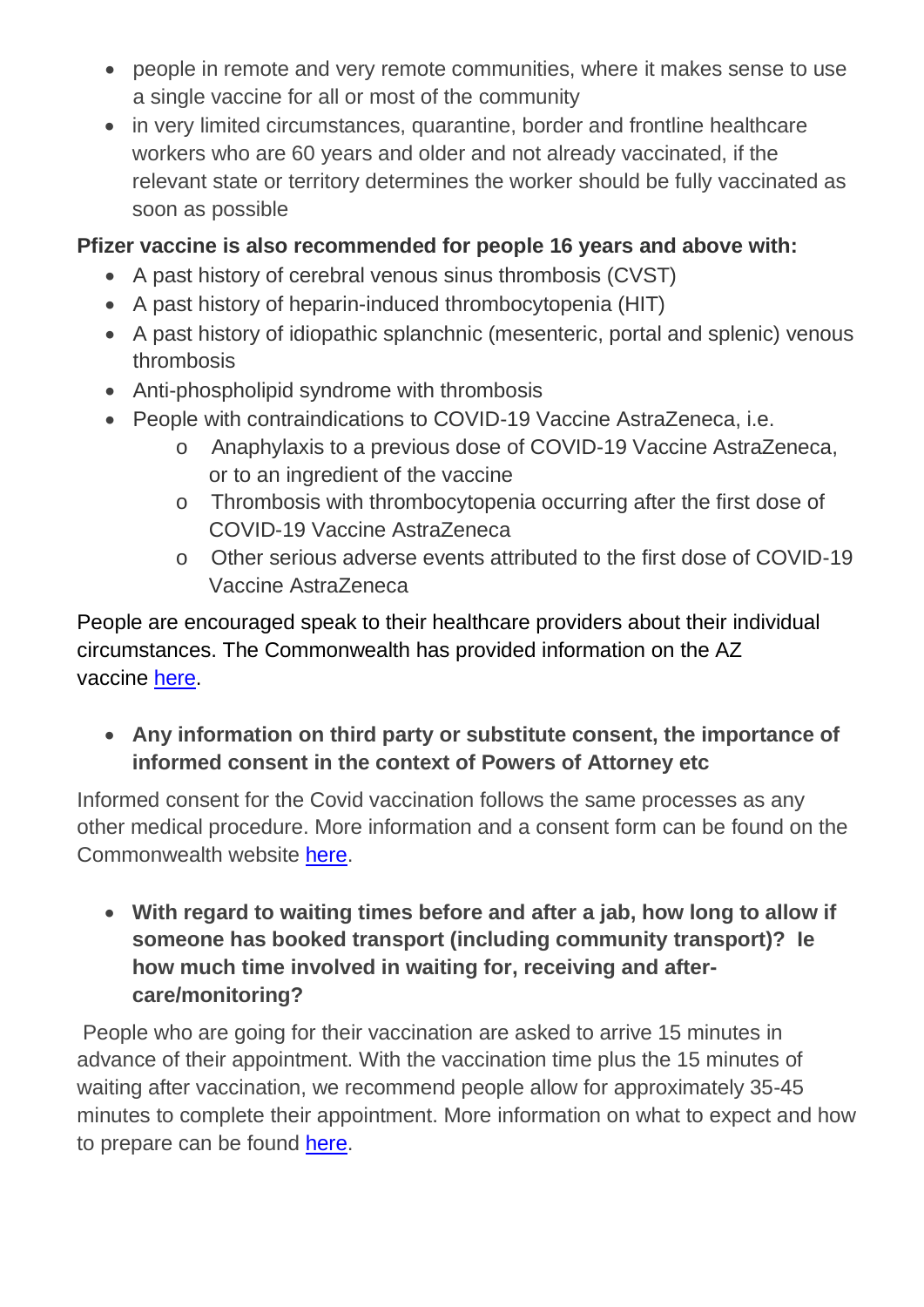- people in remote and very remote communities, where it makes sense to use a single vaccine for all or most of the community
- in very limited circumstances, quarantine, border and frontline healthcare workers who are 60 years and older and not already vaccinated, if the relevant state or territory determines the worker should be fully vaccinated as soon as possible

**Pfizer vaccine is also recommended for people 16 years and above with:**

- A past history of cerebral venous sinus thrombosis (CVST)
- A past history of heparin-induced thrombocytopenia (HIT)
- A past history of idiopathic splanchnic (mesenteric, portal and splenic) venous thrombosis
- Anti-phospholipid syndrome with thrombosis
- People with contraindications to COVID-19 Vaccine AstraZeneca, i.e.
  - Anaphylaxis to a previous dose of COVID-19 Vaccine AstraZeneca, or to an ingredient of the vaccine
  - Thrombosis with thrombocytopenia occurring after the first dose of COVID-19 Vaccine AstraZeneca
  - Other serious adverse events attributed to the first dose of COVID-19 Vaccine AstraZeneca

People are encouraged speak to their healthcare providers about their individual circumstances. The Commonwealth has provided information on the AZ vaccine here.

- **Any information on third party or substitute consent, the importance of informed consent in the context of Powers of Attorney etc**

Informed consent for the Covid vaccination follows the same processes as any other medical procedure. More information and a consent form can be found on the Commonwealth website here.

- **With regard to waiting times before and after a jab, how long to allow if someone has booked transport (including community transport)? Ie how much time involved in waiting for, receiving and after-care/monitoring?**

People who are going for their vaccination are asked to arrive 15 minutes in advance of their appointment. With the vaccination time plus the 15 minutes of waiting after vaccination, we recommend people allow for approximately 35-45 minutes to complete their appointment. More information on what to expect and how to prepare can be found here.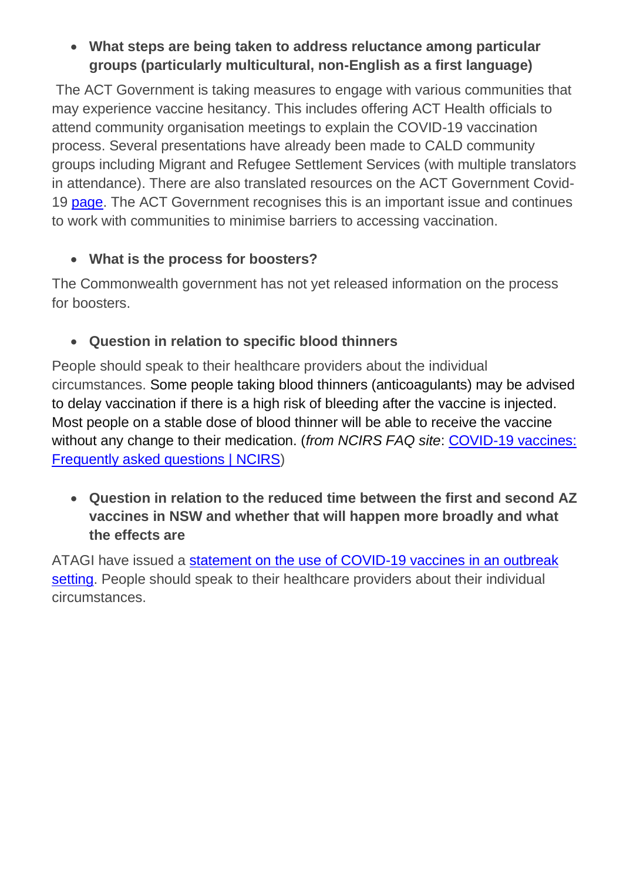- **What steps are being taken to address reluctance among particular groups (particularly multicultural, non-English as a first language)**

The ACT Government is taking measures to engage with various communities that may experience vaccine hesitancy. This includes offering ACT Health officials to attend community organisation meetings to explain the COVID-19 vaccination process. Several presentations have already been made to CALD community groups including Migrant and Refugee Settlement Services (with multiple translators in attendance). There are also translated resources on the ACT Government Covid-19 page. The ACT Government recognises this is an important issue and continues to work with communities to minimise barriers to accessing vaccination.

- **What is the process for boosters?**

The Commonwealth government has not yet released information on the process for boosters.

- **Question in relation to specific blood thinners**

People should speak to their healthcare providers about the individual circumstances. Some people taking blood thinners (anticoagulants) may be advised to delay vaccination if there is a high risk of bleeding after the vaccine is injected. Most people on a stable dose of blood thinner will be able to receive the vaccine without any change to their medication. (*from NCIRS FAQ site*: COVID-19 vaccines: Frequently asked questions | NCIRS)

- **Question in relation to the reduced time between the first and second AZ vaccines in NSW and whether that will happen more broadly and what the effects are**

ATAGI have issued a statement on the use of COVID-19 vaccines in an outbreak setting. People should speak to their healthcare providers about their individual circumstances.